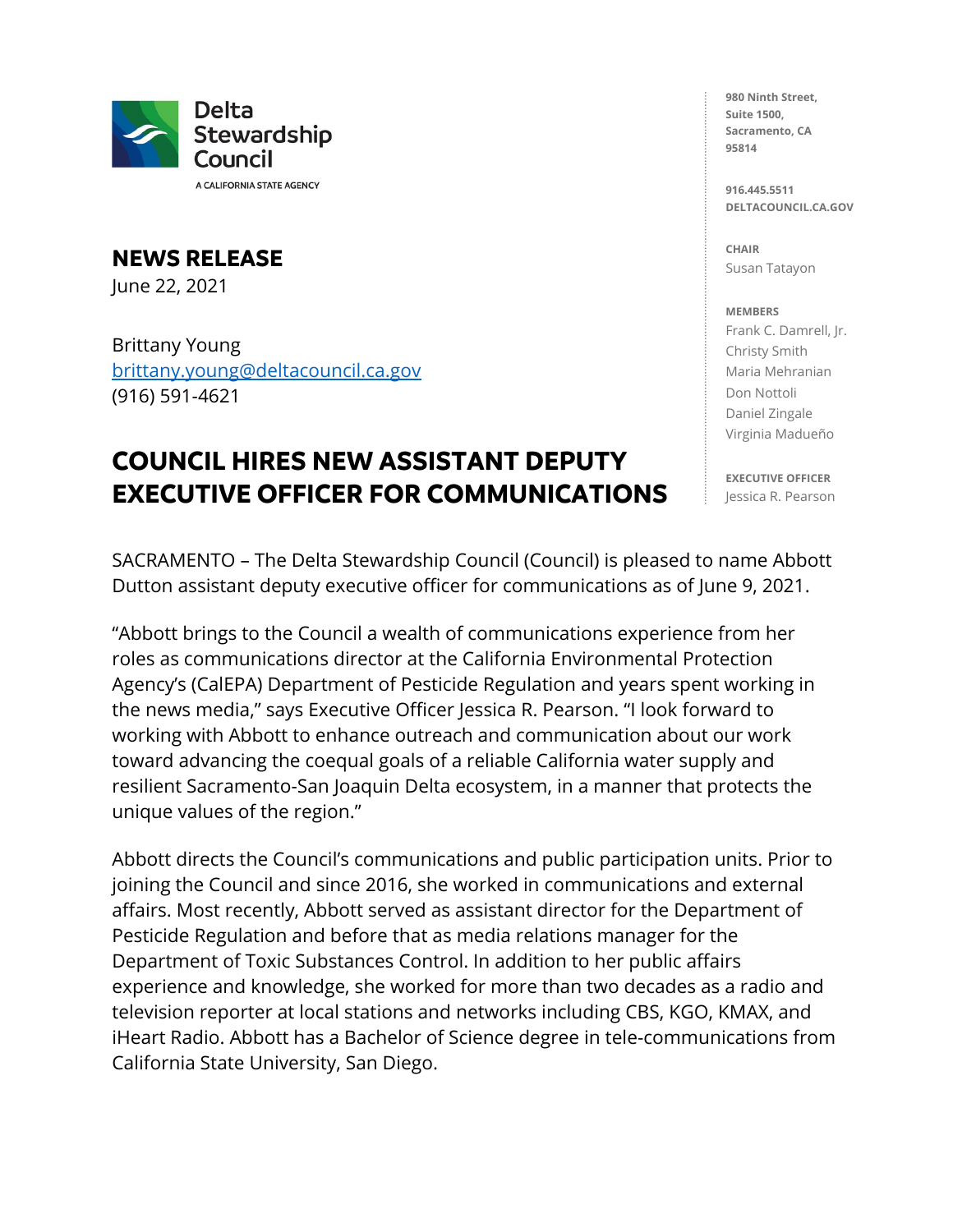Delta Stewardship Council

A CALIFORNIA STATE AGENCY

980 Ninth Street,
Suite 1500,
Sacramento, CA
95814

916.445.5511
DELTACOUNCIL.CA.GOV

**CHAIR**
Susan Tatayon

**MEMBERS**
Frank C. Damrell, Jr.
Christy Smith
Maria Mehranian
Don Nottoli
Daniel Zingale
Virginia Madueño

**EXECUTIVE OFFICER**
Jessica R. Pearson

## NEWS RELEASE

June 22, 2021

Brittany Young
brittany.young@deltacouncil.ca.gov
(916) 591-4621

# COUNCIL HIRES NEW ASSISTANT DEPUTY EXECUTIVE OFFICER FOR COMMUNICATIONS

SACRAMENTO – The Delta Stewardship Council (Council) is pleased to name Abbott Dutton assistant deputy executive officer for communications as of June 9, 2021.

"Abbott brings to the Council a wealth of communications experience from her roles as communications director at the California Environmental Protection Agency's (CalEPA) Department of Pesticide Regulation and years spent working in the news media," says Executive Officer Jessica R. Pearson. "I look forward to working with Abbott to enhance outreach and communication about our work toward advancing the coequal goals of a reliable California water supply and resilient Sacramento-San Joaquin Delta ecosystem, in a manner that protects the unique values of the region."

Abbott directs the Council's communications and public participation units. Prior to joining the Council and since 2016, she worked in communications and external affairs. Most recently, Abbott served as assistant director for the Department of Pesticide Regulation and before that as media relations manager for the Department of Toxic Substances Control. In addition to her public affairs experience and knowledge, she worked for more than two decades as a radio and television reporter at local stations and networks including CBS, KGO, KMAX, and iHeart Radio. Abbott has a Bachelor of Science degree in tele-communications from California State University, San Diego.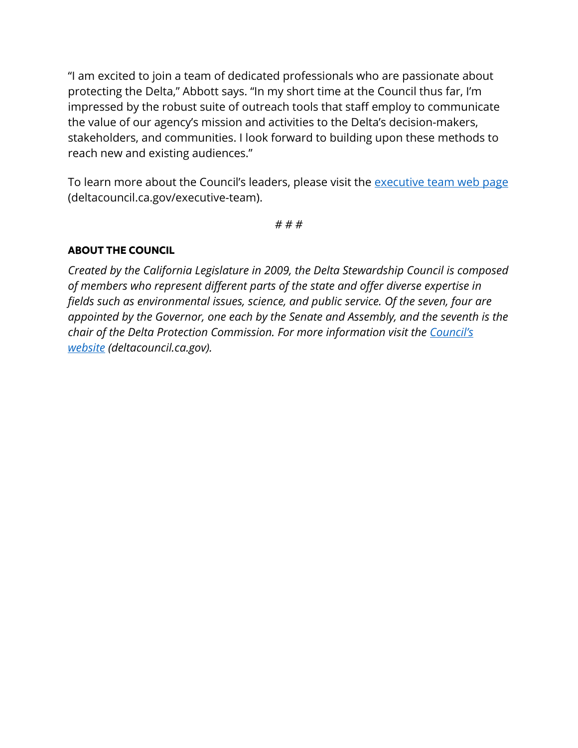"I am excited to join a team of dedicated professionals who are passionate about protecting the Delta," Abbott says. "In my short time at the Council thus far, I'm impressed by the robust suite of outreach tools that staff employ to communicate the value of our agency's mission and activities to the Delta's decision-makers, stakeholders, and communities. I look forward to building upon these methods to reach new and existing audiences."

To learn more about the Council's leaders, please visit the [executive team web page](deltacouncil.ca.gov/executive-team) (deltacouncil.ca.gov/executive-team).

# # #

**ABOUT THE COUNCIL**

*Created by the California Legislature in 2009, the Delta Stewardship Council is composed of members who represent different parts of the state and offer diverse expertise in fields such as environmental issues, science, and public service. Of the seven, four are appointed by the Governor, one each by the Senate and Assembly, and the seventh is the chair of the Delta Protection Commission. For more information visit the [Council's website](deltacouncil.ca.gov) (deltacouncil.ca.gov).*